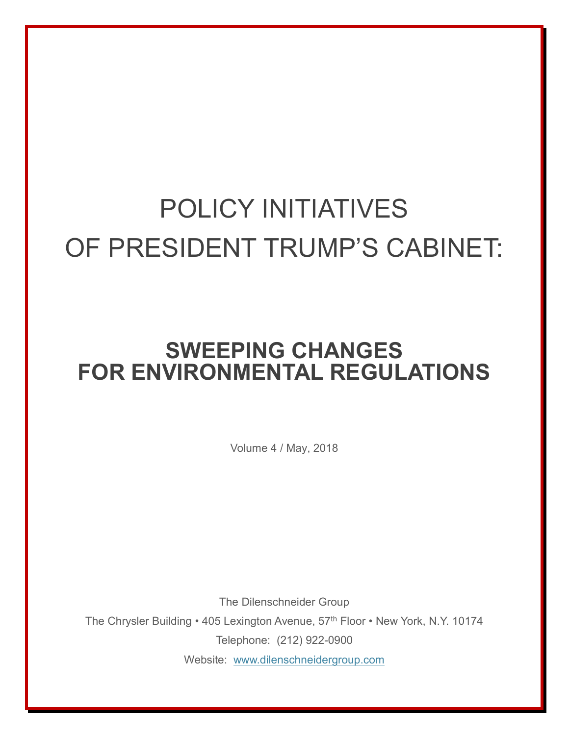# POLICY INITIATIVES OF PRESIDENT TRUMP'S CABINET:

## SWEEPING CHANGES FOR ENVIRONMENTAL REGULATIONS

Volume 4 / May, 2018

The Dilenschneider Group

The Chrysler Building • 405 Lexington Avenue, 57th Floor • New York, N.Y. 10174

Telephone: (212) 922-0900

Website: [www.dilenschneidergroup.com](http://www.dilenschneidergroup.com)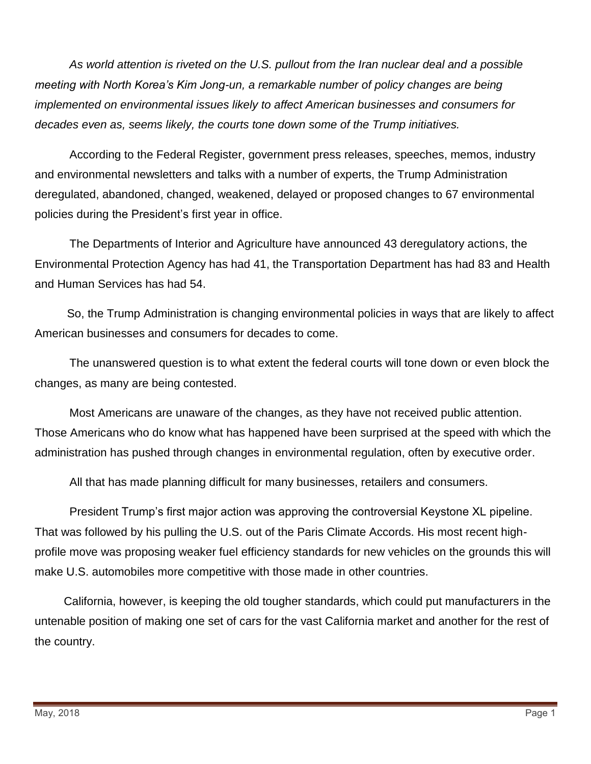*As world attention is riveted on the U.S. pullout from the Iran nuclear deal and a possible meeting with North Korea's Kim Jong-un, a remarkable number of policy changes are being implemented on environmental issues likely to affect American businesses and consumers for decades even as, seems likely, the courts tone down some of the Trump initiatives.*

According to the Federal Register, government press releases, speeches, memos, industry and environmental newsletters and talks with a number of experts, the Trump Administration deregulated, abandoned, changed, weakened, delayed or proposed changes to 67 environmental policies during the President's first year in office.

The Departments of Interior and Agriculture have announced 43 deregulatory actions, the Environmental Protection Agency has had 41, the Transportation Department has had 83 and Health and Human Services has had 54.

So, the Trump Administration is changing environmental policies in ways that are likely to affect American businesses and consumers for decades to come.

The unanswered question is to what extent the federal courts will tone down or even block the changes, as many are being contested.

Most Americans are unaware of the changes, as they have not received public attention. Those Americans who do know what has happened have been surprised at the speed with which the administration has pushed through changes in environmental regulation, often by executive order.

All that has made planning difficult for many businesses, retailers and consumers.

President Trump's first major action was approving the controversial Keystone XL pipeline. That was followed by his pulling the U.S. out of the Paris Climate Accords. His most recent high-profile move was proposing weaker fuel efficiency standards for new vehicles on the grounds this will make U.S. automobiles more competitive with those made in other countries.

California, however, is keeping the old tougher standards, which could put manufacturers in the untenable position of making one set of cars for the vast California market and another for the rest of the country.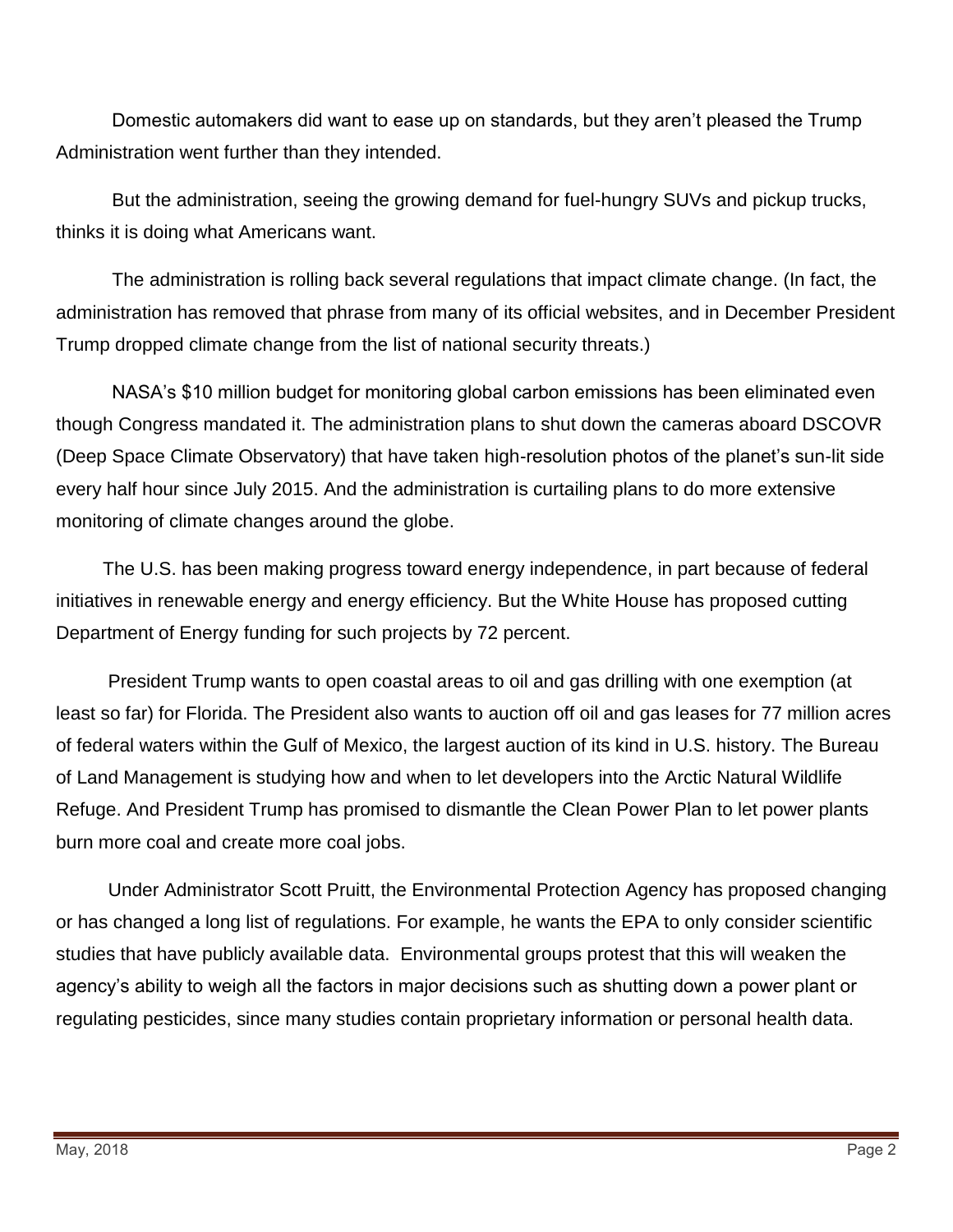Domestic automakers did want to ease up on standards, but they aren't pleased the Trump Administration went further than they intended.

But the administration, seeing the growing demand for fuel-hungry SUVs and pickup trucks, thinks it is doing what Americans want.

The administration is rolling back several regulations that impact climate change. (In fact, the administration has removed that phrase from many of its official websites, and in December President Trump dropped climate change from the list of national security threats.)

NASA's $10 million budget for monitoring global carbon emissions has been eliminated even though Congress mandated it. The administration plans to shut down the cameras aboard DSCOVR (Deep Space Climate Observatory) that have taken high-resolution photos of the planet's sun-lit side every half hour since July 2015. And the administration is curtailing plans to do more extensive monitoring of climate changes around the globe.

The U.S. has been making progress toward energy independence, in part because of federal initiatives in renewable energy and energy efficiency. But the White House has proposed cutting Department of Energy funding for such projects by 72 percent.

President Trump wants to open coastal areas to oil and gas drilling with one exemption (at least so far) for Florida. The President also wants to auction off oil and gas leases for 77 million acres of federal waters within the Gulf of Mexico, the largest auction of its kind in U.S. history. The Bureau of Land Management is studying how and when to let developers into the Arctic Natural Wildlife Refuge. And President Trump has promised to dismantle the Clean Power Plan to let power plants burn more coal and create more coal jobs.

Under Administrator Scott Pruitt, the Environmental Protection Agency has proposed changing or has changed a long list of regulations. For example, he wants the EPA to only consider scientific studies that have publicly available data. Environmental groups protest that this will weaken the agency's ability to weigh all the factors in major decisions such as shutting down a power plant or regulating pesticides, since many studies contain proprietary information or personal health data.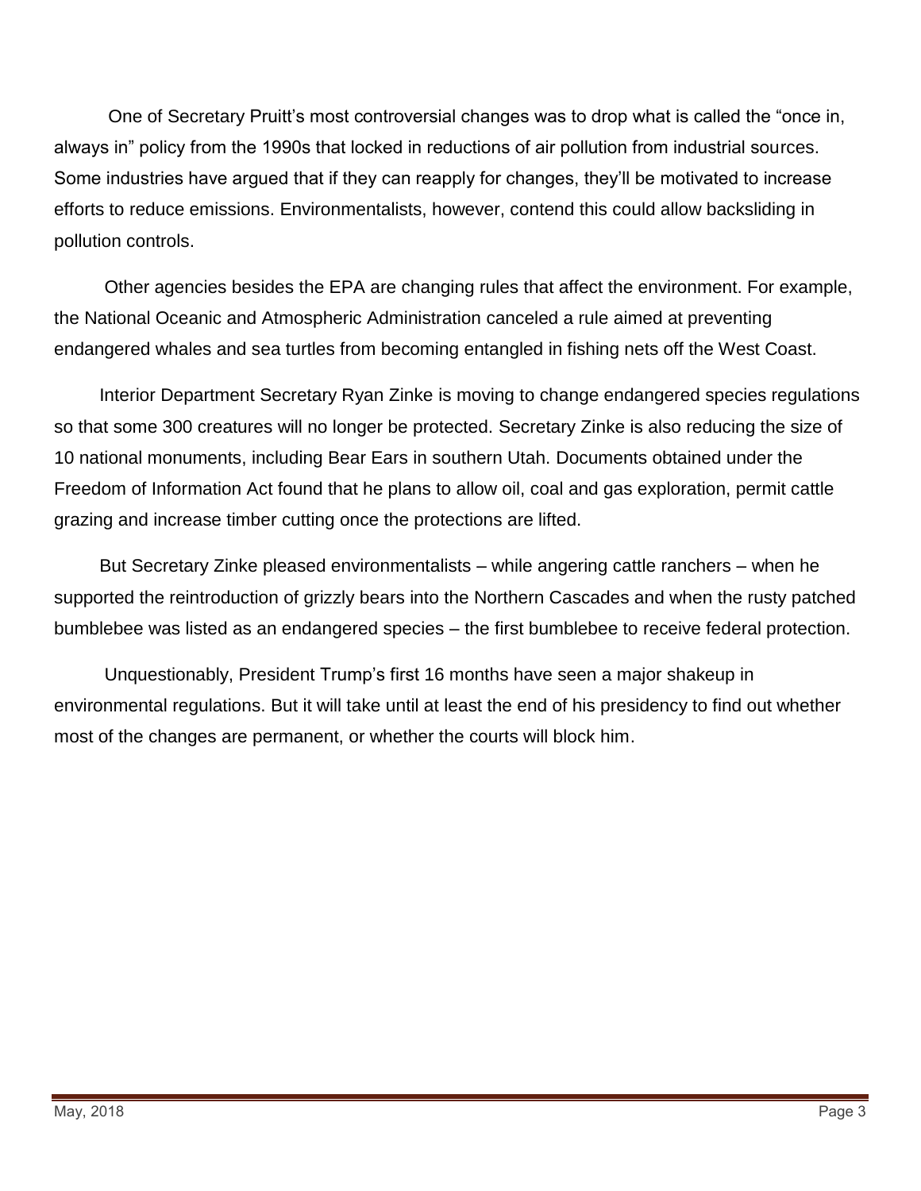One of Secretary Pruitt's most controversial changes was to drop what is called the "once in, always in" policy from the 1990s that locked in reductions of air pollution from industrial sources. Some industries have argued that if they can reapply for changes, they'll be motivated to increase efforts to reduce emissions. Environmentalists, however, contend this could allow backsliding in pollution controls.

Other agencies besides the EPA are changing rules that affect the environment. For example, the National Oceanic and Atmospheric Administration canceled a rule aimed at preventing endangered whales and sea turtles from becoming entangled in fishing nets off the West Coast.

Interior Department Secretary Ryan Zinke is moving to change endangered species regulations so that some 300 creatures will no longer be protected. Secretary Zinke is also reducing the size of 10 national monuments, including Bear Ears in southern Utah. Documents obtained under the Freedom of Information Act found that he plans to allow oil, coal and gas exploration, permit cattle grazing and increase timber cutting once the protections are lifted.

But Secretary Zinke pleased environmentalists – while angering cattle ranchers – when he supported the reintroduction of grizzly bears into the Northern Cascades and when the rusty patched bumblebee was listed as an endangered species – the first bumblebee to receive federal protection.

Unquestionably, President Trump's first 16 months have seen a major shakeup in environmental regulations. But it will take until at least the end of his presidency to find out whether most of the changes are permanent, or whether the courts will block him.